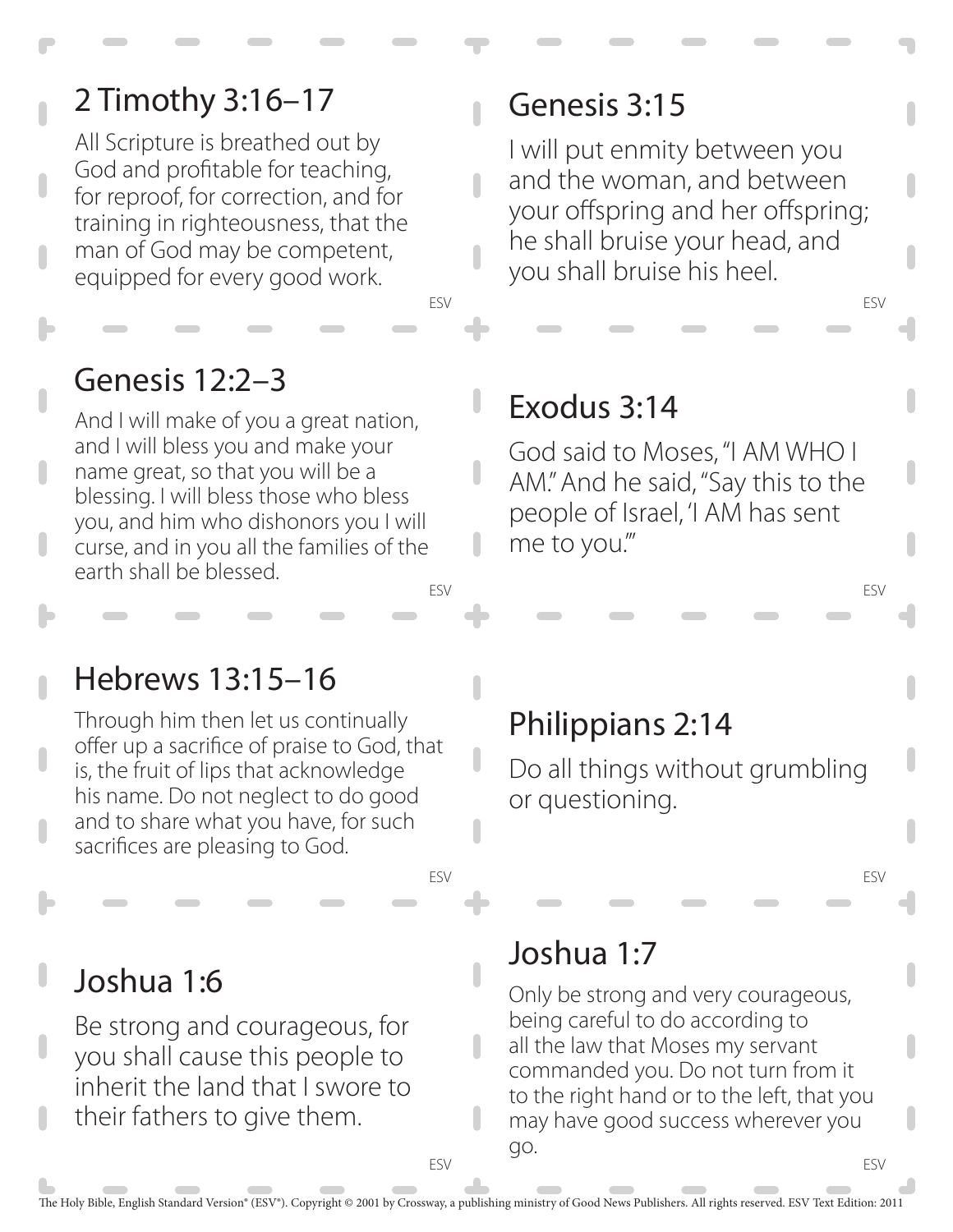## 2 Timothy 3:16–17

All Scripture is breathed out by God and profitable for teaching, for reproof, for correction, and for training in righteousness, that the man of God may be competent, equipped for every good work.

ESV

## Genesis 3:15

I will put enmity between you and the woman, and between your offspring and her offspring; he shall bruise your head, and you shall bruise his heel.

ESV

## Genesis 12:2–3

And I will make of you a great nation, and I will bless you and make your name great, so that you will be a blessing. I will bless those who bless you, and him who dishonors you I will curse, and in you all the families of the earth shall be blessed.

ESV

## Exodus 3:14

God said to Moses, "I AM WHO I AM." And he said, "Say this to the people of Israel, 'I AM has sent me to you.'"

ESV

## Hebrews 13:15–16

Through him then let us continually offer up a sacrifice of praise to God, that is, the fruit of lips that acknowledge his name. Do not neglect to do good and to share what you have, for such sacrifices are pleasing to God.

ESV

## Philippians 2:14

Do all things without grumbling or questioning.

ESV

## Joshua 1:6

Be strong and courageous, for you shall cause this people to inherit the land that I swore to their fathers to give them.

ESV

## Joshua 1:7

Only be strong and very courageous, being careful to do according to all the law that Moses my servant commanded you. Do not turn from it to the right hand or to the left, that you may have good success wherever you go.

ESV

The Holy Bible, English Standard Version® (ESV®). Copyright © 2001 by Crossway, a publishing ministry of Good News Publishers. All rights reserved. ESV Text Edition: 2011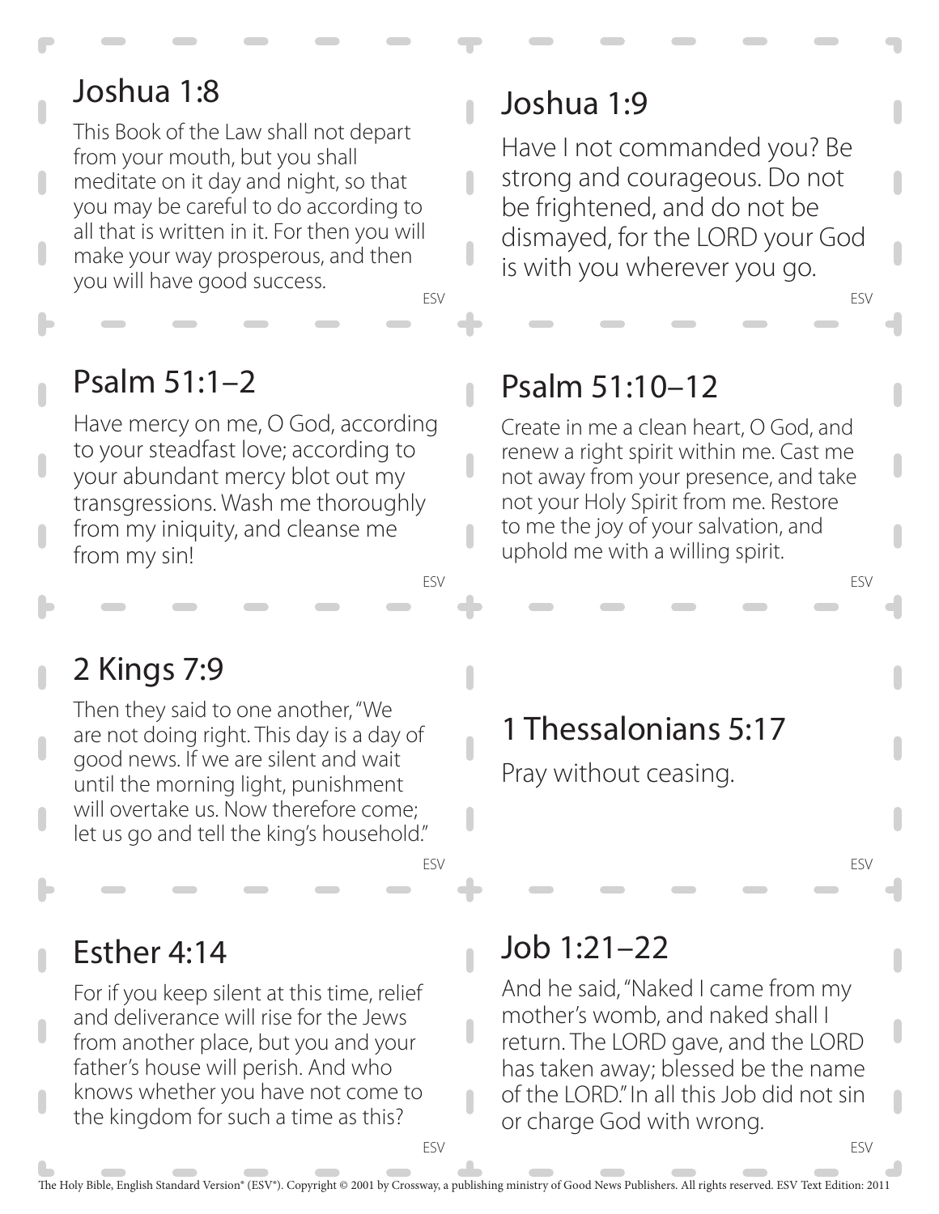## Joshua 1:8

This Book of the Law shall not depart from your mouth, but you shall meditate on it day and night, so that you may be careful to do according to all that is written in it. For then you will make your way prosperous, and then you will have good success.

ESV

## Joshua 1:9

Have I not commanded you? Be strong and courageous. Do not be frightened, and do not be dismayed, for the LORD your God is with you wherever you go.

ESV

## Psalm 51:1–2

Have mercy on me, O God, according to your steadfast love; according to your abundant mercy blot out my transgressions. Wash me thoroughly from my iniquity, and cleanse me from my sin!

ESV

## Psalm 51:10–12

Create in me a clean heart, O God, and renew a right spirit within me. Cast me not away from your presence, and take not your Holy Spirit from me. Restore to me the joy of your salvation, and uphold me with a willing spirit.

ESV

## 2 Kings 7:9

Then they said to one another, "We are not doing right. This day is a day of good news. If we are silent and wait until the morning light, punishment will overtake us. Now therefore come; let us go and tell the king's household."

ESV

## 1 Thessalonians 5:17

Pray without ceasing.

ESV

## Esther 4:14

For if you keep silent at this time, relief and deliverance will rise for the Jews from another place, but you and your father's house will perish. And who knows whether you have not come to the kingdom for such a time as this?

ESV

## Job 1:21–22

And he said, "Naked I came from my mother's womb, and naked shall I return. The LORD gave, and the LORD has taken away; blessed be the name of the LORD." In all this Job did not sin or charge God with wrong.

ESV

The Holy Bible, English Standard Version® (ESV®). Copyright © 2001 by Crossway, a publishing ministry of Good News Publishers. All rights reserved. ESV Text Edition: 2011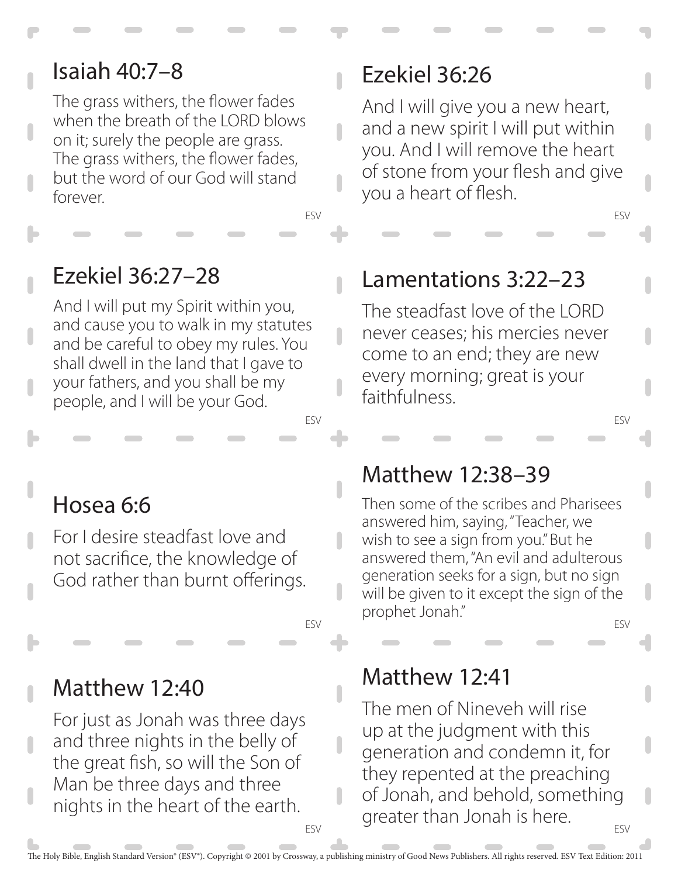## Isaiah 40:7–8

The grass withers, the flower fades when the breath of the LORD blows on it; surely the people are grass. The grass withers, the flower fades, but the word of our God will stand forever.

ESV

## Ezekiel 36:26

And I will give you a new heart, and a new spirit I will put within you. And I will remove the heart of stone from your flesh and give you a heart of flesh.

ESV

## Ezekiel 36:27–28

And I will put my Spirit within you, and cause you to walk in my statutes and be careful to obey my rules. You shall dwell in the land that I gave to your fathers, and you shall be my people, and I will be your God.

ESV

## Lamentations 3:22–23

The steadfast love of the LORD never ceases; his mercies never come to an end; they are new every morning; great is your faithfulness.

ESV

## Hosea 6:6

For I desire steadfast love and not sacrifice, the knowledge of God rather than burnt offerings.

ESV

## Matthew 12:38–39

Then some of the scribes and Pharisees answered him, saying, "Teacher, we wish to see a sign from you." But he answered them, "An evil and adulterous generation seeks for a sign, but no sign will be given to it except the sign of the prophet Jonah."

ESV

## Matthew 12:40

For just as Jonah was three days and three nights in the belly of the great fish, so will the Son of Man be three days and three nights in the heart of the earth.

ESV

## Matthew 12:41

The men of Nineveh will rise up at the judgment with this generation and condemn it, for they repented at the preaching of Jonah, and behold, something greater than Jonah is here.

ESV

The Holy Bible, English Standard Version® (ESV®). Copyright © 2001 by Crossway, a publishing ministry of Good News Publishers. All rights reserved. ESV Text Edition: 2011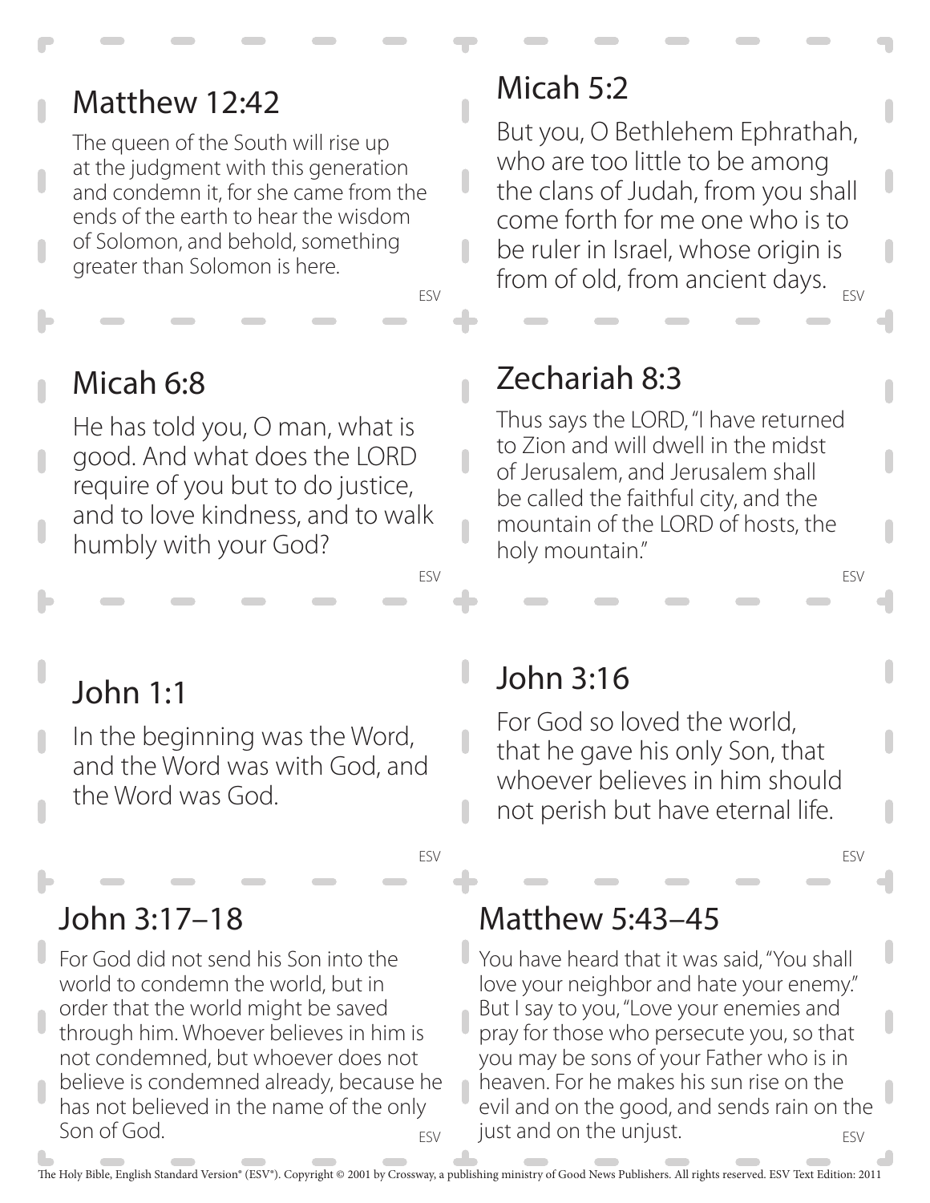## Matthew 12:42

The queen of the South will rise up at the judgment with this generation and condemn it, for she came from the ends of the earth to hear the wisdom of Solomon, and behold, something greater than Solomon is here.

ESV

## Micah 5:2

But you, O Bethlehem Ephrathah, who are too little to be among the clans of Judah, from you shall come forth for me one who is to be ruler in Israel, whose origin is from of old, from ancient days.

ESV

## Micah 6:8

He has told you, O man, what is good. And what does the LORD require of you but to do justice, and to love kindness, and to walk humbly with your God?

ESV

## Zechariah 8:3

Thus says the LORD, "I have returned to Zion and will dwell in the midst of Jerusalem, and Jerusalem shall be called the faithful city, and the mountain of the LORD of hosts, the holy mountain."

ESV

## John 1:1

In the beginning was the Word, and the Word was with God, and the Word was God.

ESV

## John 3:16

For God so loved the world, that he gave his only Son, that whoever believes in him should not perish but have eternal life.

ESV

## John 3:17–18

For God did not send his Son into the world to condemn the world, but in order that the world might be saved through him. Whoever believes in him is not condemned, but whoever does not believe is condemned already, because he has not believed in the name of the only Son of God.

ESV

## Matthew 5:43–45

You have heard that it was said, "You shall love your neighbor and hate your enemy." But I say to you, "Love your enemies and pray for those who persecute you, so that you may be sons of your Father who is in heaven. For he makes his sun rise on the evil and on the good, and sends rain on the just and on the unjust.

ESV

The Holy Bible, English Standard Version® (ESV®). Copyright © 2001 by Crossway, a publishing ministry of Good News Publishers. All rights reserved. ESV Text Edition: 2011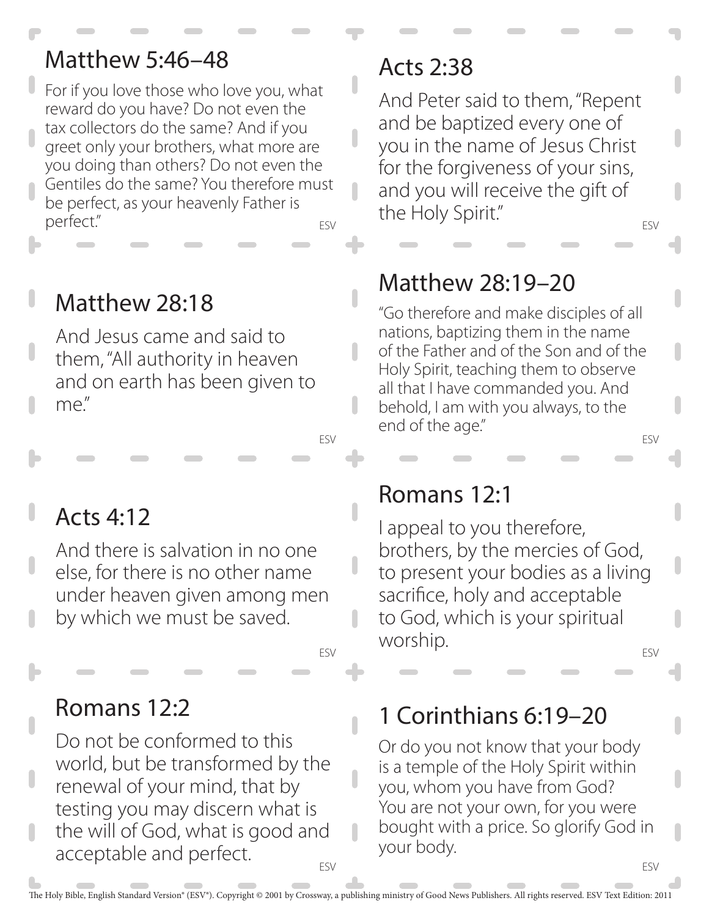## Matthew 5:46–48

For if you love those who love you, what reward do you have? Do not even the tax collectors do the same? And if you greet only your brothers, what more are you doing than others? Do not even the Gentiles do the same? You therefore must be perfect, as your heavenly Father is perfect."

ESV

## Acts 2:38

And Peter said to them, "Repent and be baptized every one of you in the name of Jesus Christ for the forgiveness of your sins, and you will receive the gift of the Holy Spirit."

ESV

## Matthew 28:18

And Jesus came and said to them, "All authority in heaven and on earth has been given to me."

ESV

## Matthew 28:19–20

"Go therefore and make disciples of all nations, baptizing them in the name of the Father and of the Son and of the Holy Spirit, teaching them to observe all that I have commanded you. And behold, I am with you always, to the end of the age."

ESV

## Acts 4:12

And there is salvation in no one else, for there is no other name under heaven given among men by which we must be saved.

ESV

## Romans 12:1

I appeal to you therefore, brothers, by the mercies of God, to present your bodies as a living sacrifice, holy and acceptable to God, which is your spiritual worship.

ESV

## Romans 12:2

Do not be conformed to this world, but be transformed by the renewal of your mind, that by testing you may discern what is the will of God, what is good and acceptable and perfect.

ESV

## 1 Corinthians 6:19–20

Or do you not know that your body is a temple of the Holy Spirit within you, whom you have from God? You are not your own, for you were bought with a price. So glorify God in your body.

ESV

The Holy Bible, English Standard Version® (ESV®). Copyright © 2001 by Crossway, a publishing ministry of Good News Publishers. All rights reserved. ESV Text Edition: 2011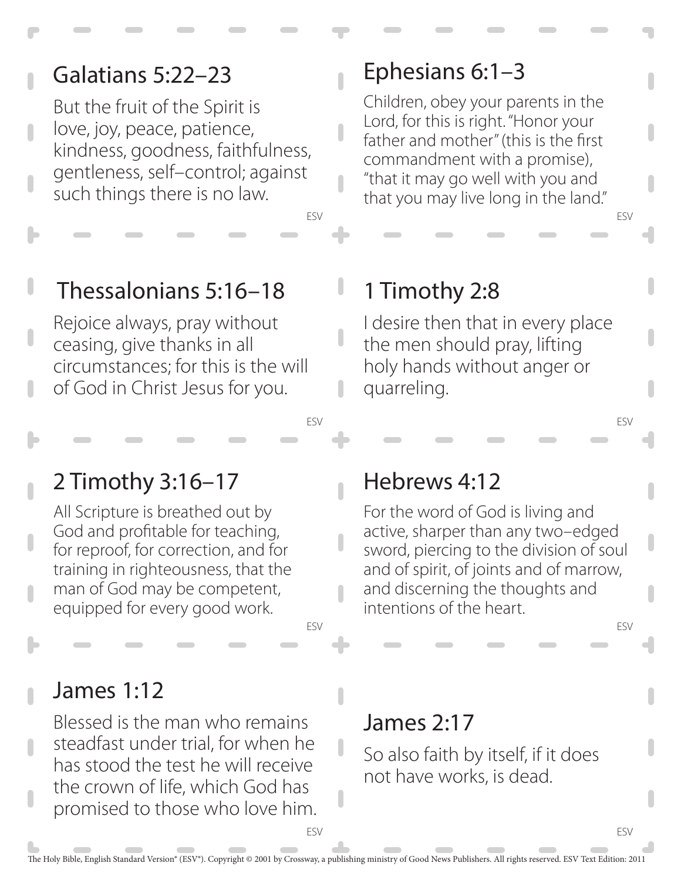## Galatians 5:22–23

But the fruit of the Spirit is love, joy, peace, patience, kindness, goodness, faithfulness, gentleness, self–control; against such things there is no law.

ESV

## Ephesians 6:1–3

Children, obey your parents in the Lord, for this is right. "Honor your father and mother" (this is the first commandment with a promise), "that it may go well with you and that you may live long in the land."

ESV

## Thessalonians 5:16–18

Rejoice always, pray without ceasing, give thanks in all circumstances; for this is the will of God in Christ Jesus for you.

ESV

## 1 Timothy 2:8

I desire then that in every place the men should pray, lifting holy hands without anger or quarreling.

ESV

## 2 Timothy 3:16–17

All Scripture is breathed out by God and profitable for teaching, for reproof, for correction, and for training in righteousness, that the man of God may be competent, equipped for every good work.

ESV

## Hebrews 4:12

For the word of God is living and active, sharper than any two–edged sword, piercing to the division of soul and of spirit, of joints and of marrow, and discerning the thoughts and intentions of the heart.

ESV

## James 1:12

Blessed is the man who remains steadfast under trial, for when he has stood the test he will receive the crown of life, which God has promised to those who love him.

ESV

## James 2:17

So also faith by itself, if it does not have works, is dead.

ESV

The Holy Bible, English Standard Version® (ESV®). Copyright © 2001 by Crossway, a publishing ministry of Good News Publishers. All rights reserved. ESV Text Edition: 2011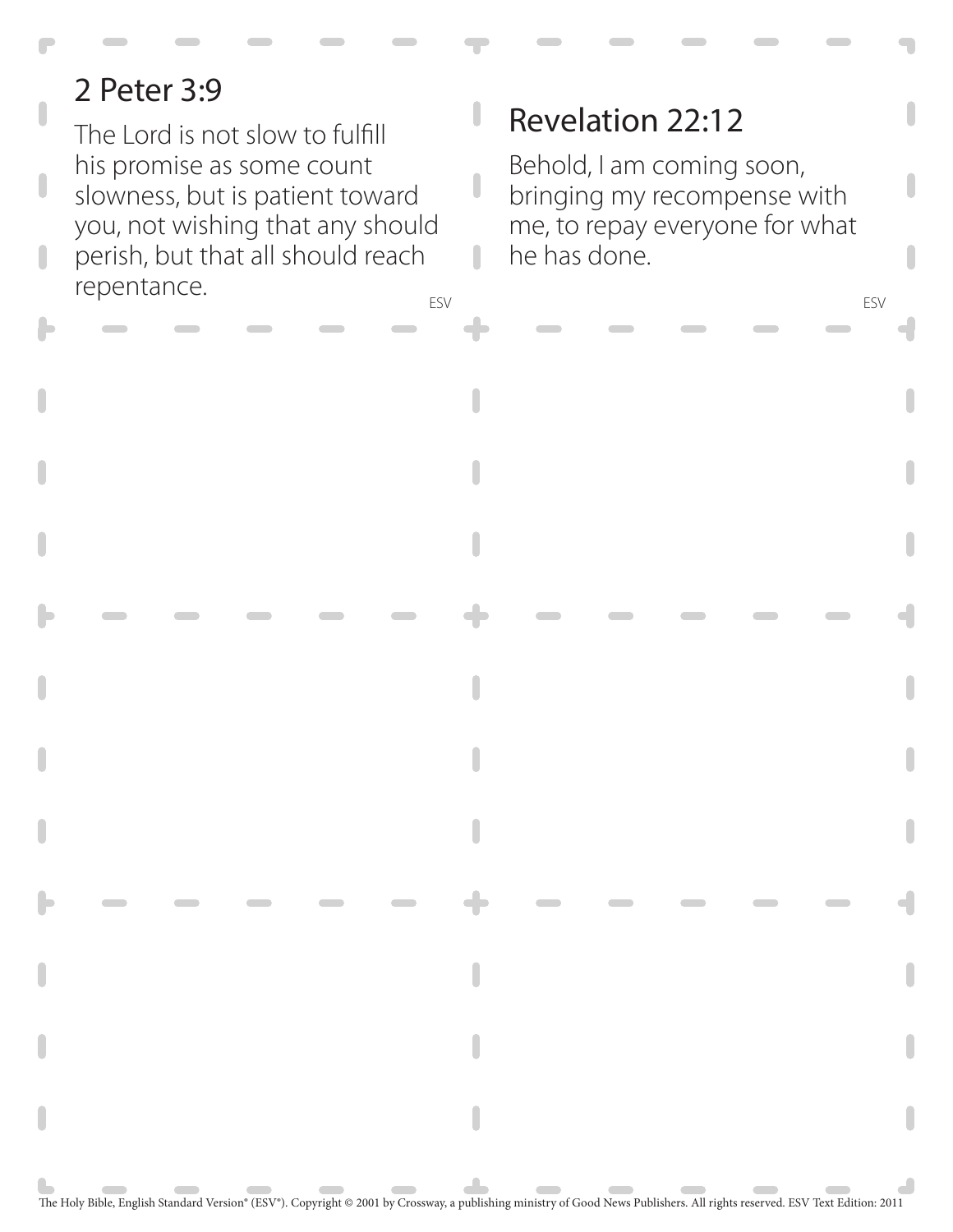## 2 Peter 3:9

The Lord is not slow to fulfill his promise as some count slowness, but is patient toward you, not wishing that any should perish, but that all should reach repentance.

ESV

## Revelation 22:12

Behold, I am coming soon, bringing my recompense with me, to repay everyone for what he has done.

ESV

The Holy Bible, English Standard Version® (ESV®). Copyright © 2001 by Crossway, a publishing ministry of Good News Publishers. All rights reserved. ESV Text Edition: 2011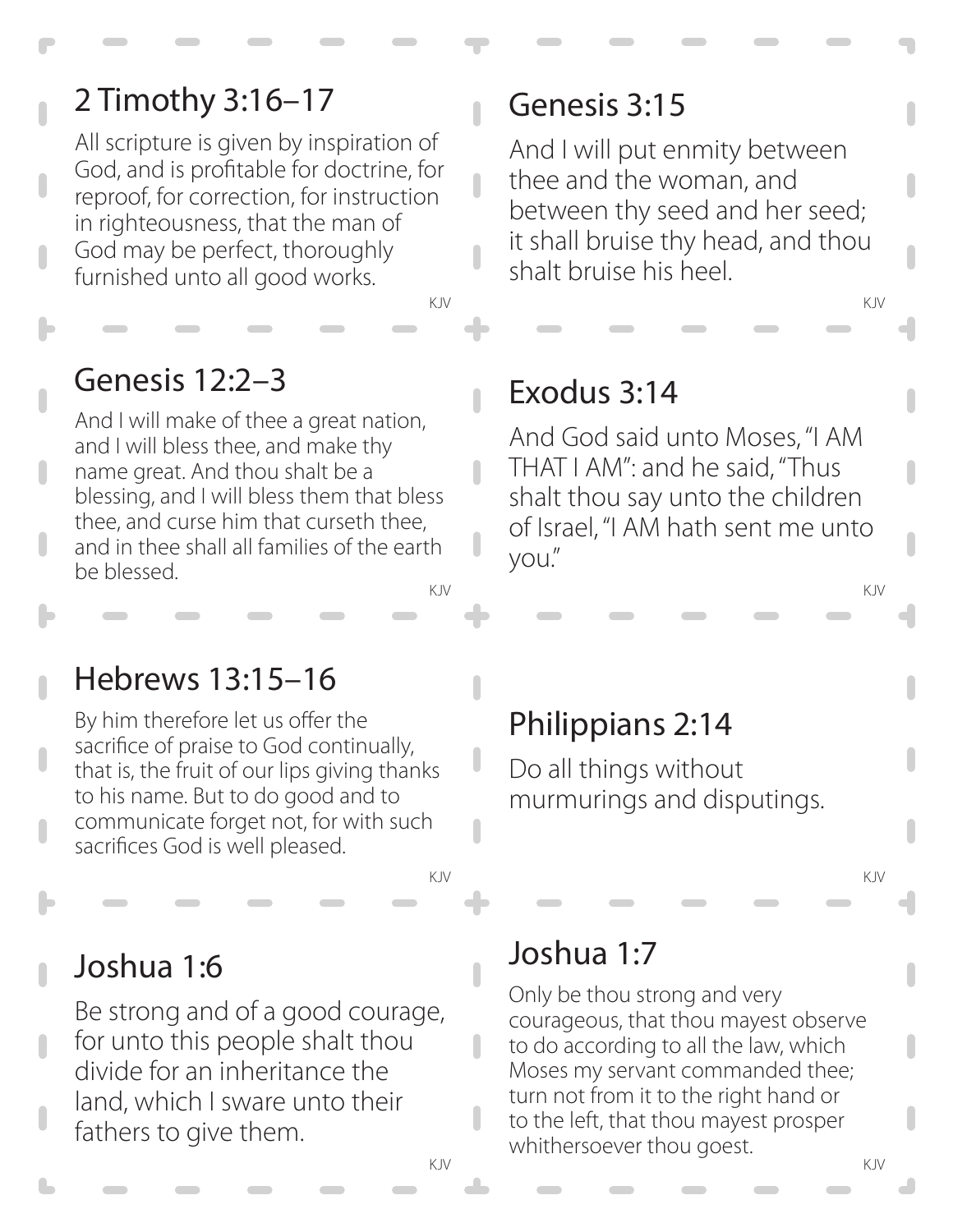## 2 Timothy 3:16–17

All scripture is given by inspiration of God, and is profitable for doctrine, for reproof, for correction, for instruction in righteousness, that the man of God may be perfect, thoroughly furnished unto all good works.

KJV

## Genesis 3:15

And I will put enmity between thee and the woman, and between thy seed and her seed; it shall bruise thy head, and thou shalt bruise his heel.

KJV

## Genesis 12:2–3

And I will make of thee a great nation, and I will bless thee, and make thy name great. And thou shalt be a blessing, and I will bless them that bless thee, and curse him that curseth thee, and in thee shall all families of the earth be blessed.

KJV

## Exodus 3:14

And God said unto Moses, "I AM THAT I AM": and he said, "Thus shalt thou say unto the children of Israel, "I AM hath sent me unto you."

KJV

## Hebrews 13:15–16

By him therefore let us offer the sacrifice of praise to God continually, that is, the fruit of our lips giving thanks to his name. But to do good and to communicate forget not, for with such sacrifices God is well pleased.

KJV

## Philippians 2:14

Do all things without murmurings and disputings.

KJV

## Joshua 1:6

Be strong and of a good courage, for unto this people shalt thou divide for an inheritance the land, which I sware unto their fathers to give them.

KJV

## Joshua 1:7

Only be thou strong and very courageous, that thou mayest observe to do according to all the law, which Moses my servant commanded thee; turn not from it to the right hand or to the left, that thou mayest prosper whithersoever thou goest.

KJV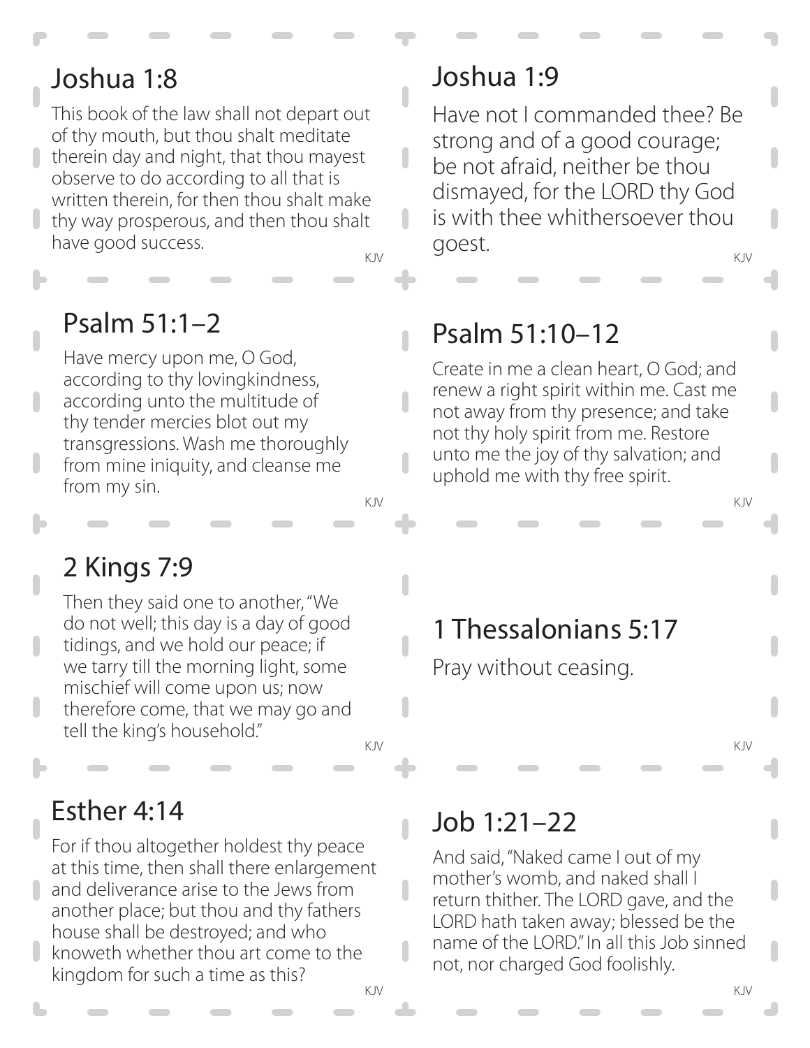## Joshua 1:8

This book of the law shall not depart out of thy mouth, but thou shalt meditate therein day and night, that thou mayest observe to do according to all that is written therein, for then thou shalt make thy way prosperous, and then thou shalt have good success.

KJV

## Joshua 1:9

Have not I commanded thee? Be strong and of a good courage; be not afraid, neither be thou dismayed, for the LORD thy God is with thee whithersoever thou goest.

KJV

## Psalm 51:1–2

Have mercy upon me, O God, according to thy lovingkindness, according unto the multitude of thy tender mercies blot out my transgressions. Wash me thoroughly from mine iniquity, and cleanse me from my sin.

KJV

## Psalm 51:10–12

Create in me a clean heart, O God; and renew a right spirit within me. Cast me not away from thy presence; and take not thy holy spirit from me. Restore unto me the joy of thy salvation; and uphold me with thy free spirit.

KJV

## 2 Kings 7:9

Then they said one to another, "We do not well; this day is a day of good tidings, and we hold our peace; if we tarry till the morning light, some mischief will come upon us; now therefore come, that we may go and tell the king's household."

KJV

## 1 Thessalonians 5:17

Pray without ceasing.

KJV

## Esther 4:14

For if thou altogether holdest thy peace at this time, then shall there enlargement and deliverance arise to the Jews from another place; but thou and thy fathers house shall be destroyed; and who knoweth whether thou art come to the kingdom for such a time as this?

KJV

## Job 1:21–22

And said, "Naked came I out of my mother's womb, and naked shall I return thither. The LORD gave, and the LORD hath taken away; blessed be the name of the LORD." In all this Job sinned not, nor charged God foolishly.

KJV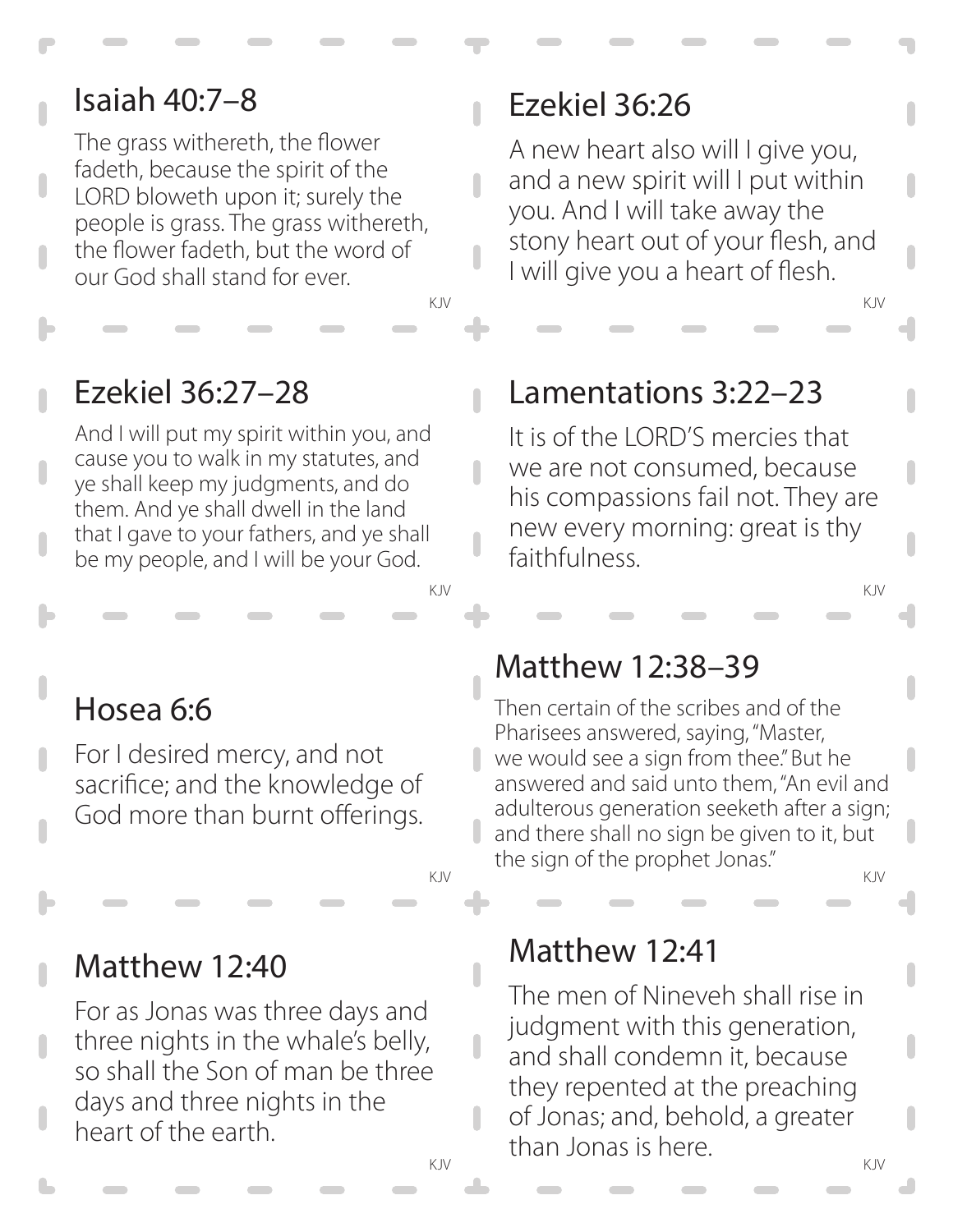## Isaiah 40:7–8

The grass withereth, the flower fadeth, because the spirit of the LORD bloweth upon it; surely the people is grass. The grass withereth, the flower fadeth, but the word of our God shall stand for ever.

KJV

## Ezekiel 36:26

A new heart also will I give you, and a new spirit will I put within you. And I will take away the stony heart out of your flesh, and I will give you a heart of flesh.

KJV

## Ezekiel 36:27–28

And I will put my spirit within you, and cause you to walk in my statutes, and ye shall keep my judgments, and do them. And ye shall dwell in the land that I gave to your fathers, and ye shall be my people, and I will be your God.

KJV

## Lamentations 3:22–23

It is of the LORD'S mercies that we are not consumed, because his compassions fail not. They are new every morning: great is thy faithfulness.

KJV

## Hosea 6:6

For I desired mercy, and not sacrifice; and the knowledge of God more than burnt offerings.

KJV

## Matthew 12:38–39

Then certain of the scribes and of the Pharisees answered, saying, "Master, we would see a sign from thee." But he answered and said unto them, "An evil and adulterous generation seeketh after a sign; and there shall no sign be given to it, but the sign of the prophet Jonas."

KJV

## Matthew 12:40

For as Jonas was three days and three nights in the whale's belly, so shall the Son of man be three days and three nights in the heart of the earth.

KJV

## Matthew 12:41

The men of Nineveh shall rise in judgment with this generation, and shall condemn it, because they repented at the preaching of Jonas; and, behold, a greater than Jonas is here.

KJV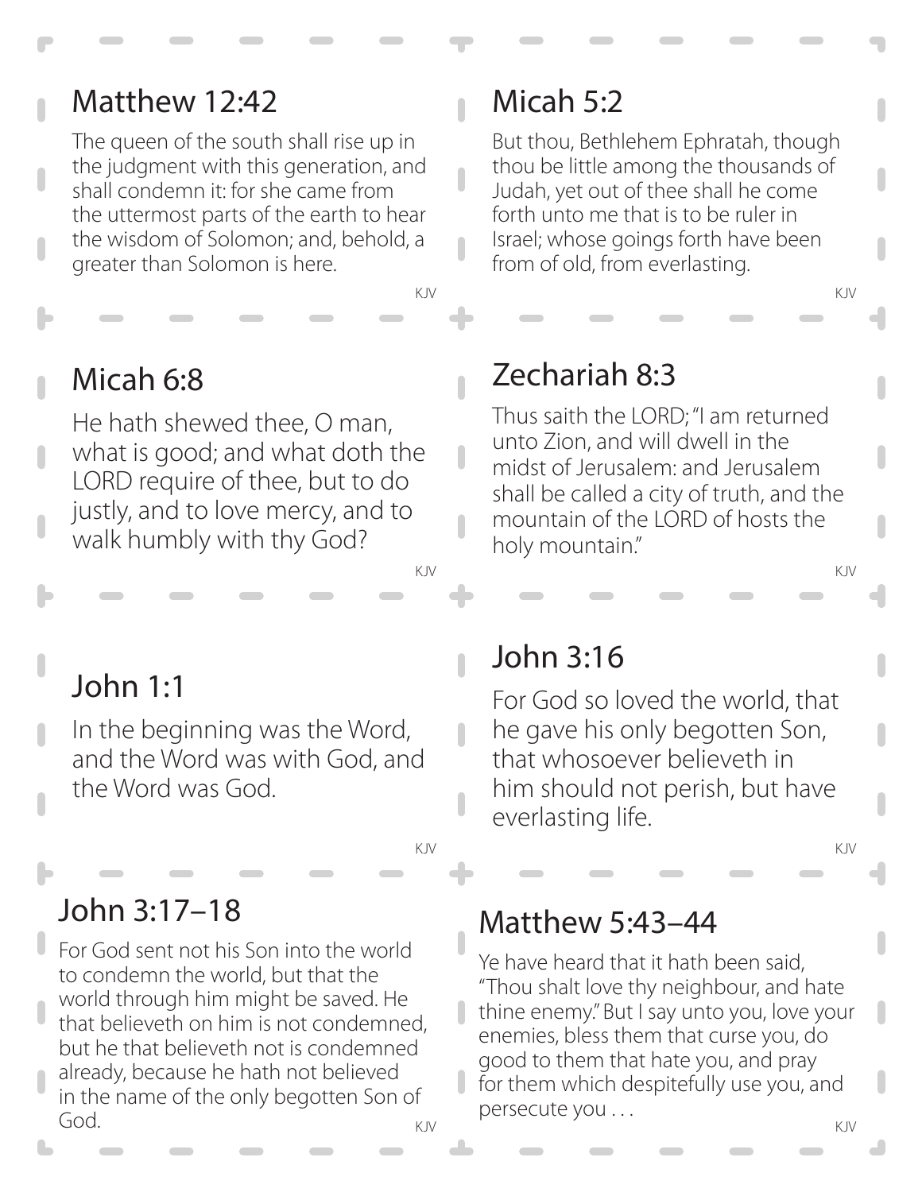## Matthew 12:42

The queen of the south shall rise up in the judgment with this generation, and shall condemn it: for she came from the uttermost parts of the earth to hear the wisdom of Solomon; and, behold, a greater than Solomon is here.

KJV

## Micah 5:2

But thou, Bethlehem Ephratah, though thou be little among the thousands of Judah, yet out of thee shall he come forth unto me that is to be ruler in Israel; whose goings forth have been from of old, from everlasting.

KJV

## Micah 6:8

He hath shewed thee, O man, what is good; and what doth the LORD require of thee, but to do justly, and to love mercy, and to walk humbly with thy God?

KJV

## Zechariah 8:3

Thus saith the LORD; "I am returned unto Zion, and will dwell in the midst of Jerusalem: and Jerusalem shall be called a city of truth, and the mountain of the LORD of hosts the holy mountain."

KJV

## John 1:1

In the beginning was the Word, and the Word was with God, and the Word was God.

KJV

## John 3:16

For God so loved the world, that he gave his only begotten Son, that whosoever believeth in him should not perish, but have everlasting life.

KJV

## John 3:17–18

For God sent not his Son into the world to condemn the world, but that the world through him might be saved. He that believeth on him is not condemned, but he that believeth not is condemned already, because he hath not believed in the name of the only begotten Son of God.

KJV

## Matthew 5:43–44

Ye have heard that it hath been said, "Thou shalt love thy neighbour, and hate thine enemy." But I say unto you, love your enemies, bless them that curse you, do good to them that hate you, and pray for them which despitefully use you, and persecute you . . .

KJV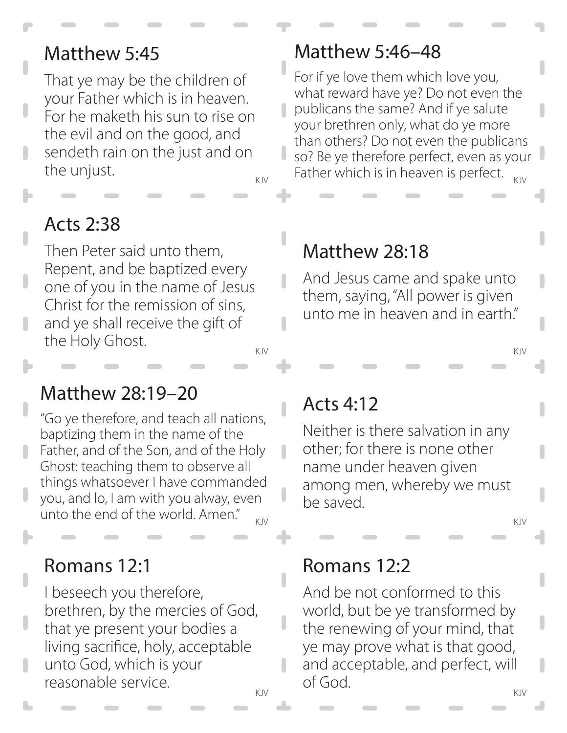## Matthew 5:45

That ye may be the children of your Father which is in heaven. For he maketh his sun to rise on the evil and on the good, and sendeth rain on the just and on the unjust.

KJV

## Matthew 5:46–48

For if ye love them which love you, what reward have ye? Do not even the publicans the same? And if ye salute your brethren only, what do ye more than others? Do not even the publicans so? Be ye therefore perfect, even as your Father which is in heaven is perfect.

KJV

## Acts 2:38

Then Peter said unto them, Repent, and be baptized every one of you in the name of Jesus Christ for the remission of sins, and ye shall receive the gift of the Holy Ghost.

KJV

## Matthew 28:18

And Jesus came and spake unto them, saying, "All power is given unto me in heaven and in earth."

KJV

## Matthew 28:19–20

"Go ye therefore, and teach all nations, baptizing them in the name of the Father, and of the Son, and of the Holy Ghost: teaching them to observe all things whatsoever I have commanded you, and lo, I am with you alway, even unto the end of the world. Amen."

KJV

## Acts 4:12

Neither is there salvation in any other; for there is none other name under heaven given among men, whereby we must be saved.

KJV

## Romans 12:1

I beseech you therefore, brethren, by the mercies of God, that ye present your bodies a living sacrifice, holy, acceptable unto God, which is your reasonable service.

KJV

## Romans 12:2

And be not conformed to this world, but be ye transformed by the renewing of your mind, that ye may prove what is that good, and acceptable, and perfect, will of God.

KJV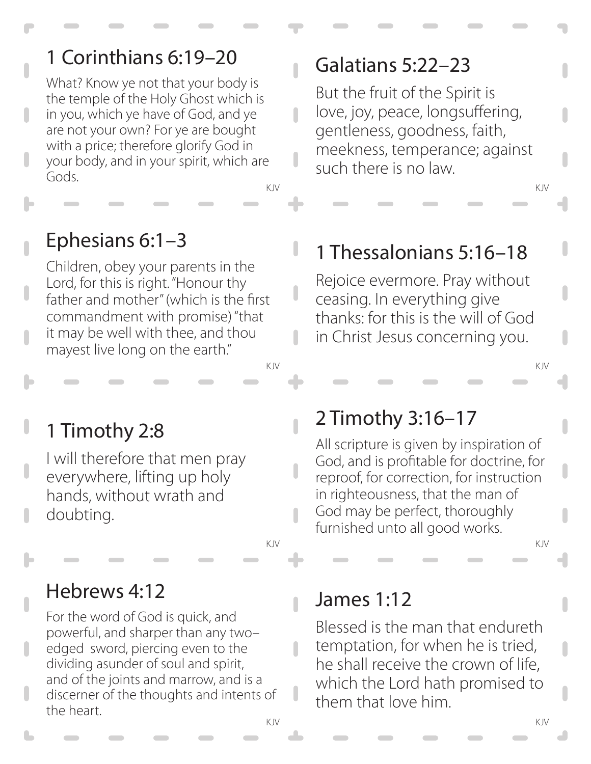## 1 Corinthians 6:19–20

What? Know ye not that your body is the temple of the Holy Ghost which is in you, which ye have of God, and ye are not your own? For ye are bought with a price; therefore glorify God in your body, and in your spirit, which are Gods.

KJV

## Galatians 5:22–23

But the fruit of the Spirit is love, joy, peace, longsuffering, gentleness, goodness, faith, meekness, temperance; against such there is no law.

KJV

## Ephesians 6:1–3

Children, obey your parents in the Lord, for this is right. "Honour thy father and mother" (which is the first commandment with promise) "that it may be well with thee, and thou mayest live long on the earth."

KJV

## 1 Thessalonians 5:16–18

Rejoice evermore. Pray without ceasing. In everything give thanks: for this is the will of God in Christ Jesus concerning you.

KJV

## 1 Timothy 2:8

I will therefore that men pray everywhere, lifting up holy hands, without wrath and doubting.

KJV

## 2 Timothy 3:16–17

All scripture is given by inspiration of God, and is profitable for doctrine, for reproof, for correction, for instruction in righteousness, that the man of God may be perfect, thoroughly furnished unto all good works.

KJV

## Hebrews 4:12

For the word of God is quick, and powerful, and sharper than any two–edged sword, piercing even to the dividing asunder of soul and spirit, and of the joints and marrow, and is a discerner of the thoughts and intents of the heart.

KJV

## James 1:12

Blessed is the man that endureth temptation, for when he is tried, he shall receive the crown of life, which the Lord hath promised to them that love him.

KJV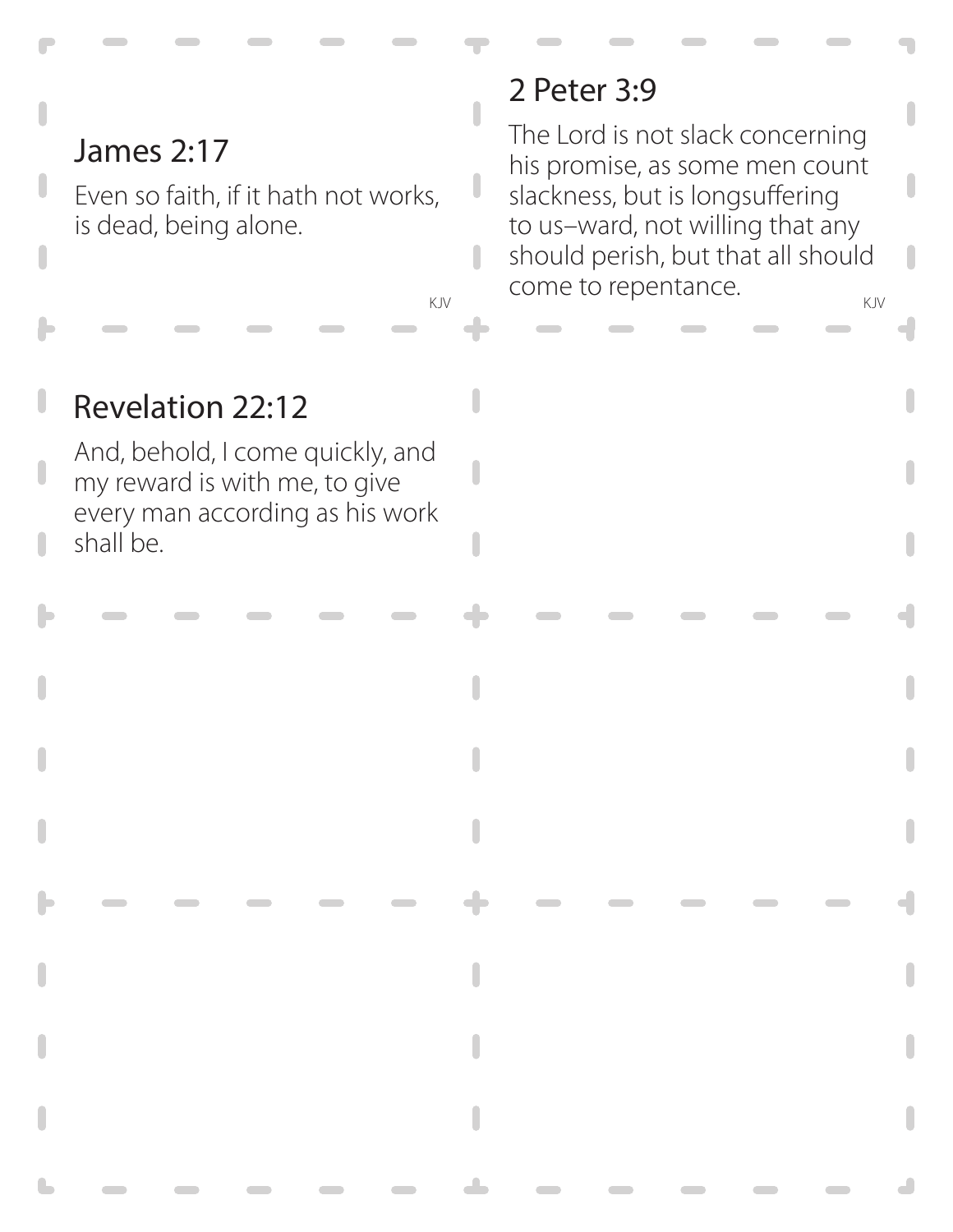## James 2:17

Even so faith, if it hath not works, is dead, being alone.

KJV

## 2 Peter 3:9

The Lord is not slack concerning his promise, as some men count slackness, but is longsuffering to us–ward, not willing that any should perish, but that all should come to repentance.

KJV

## Revelation 22:12

And, behold, I come quickly, and my reward is with me, to give every man according as his work shall be.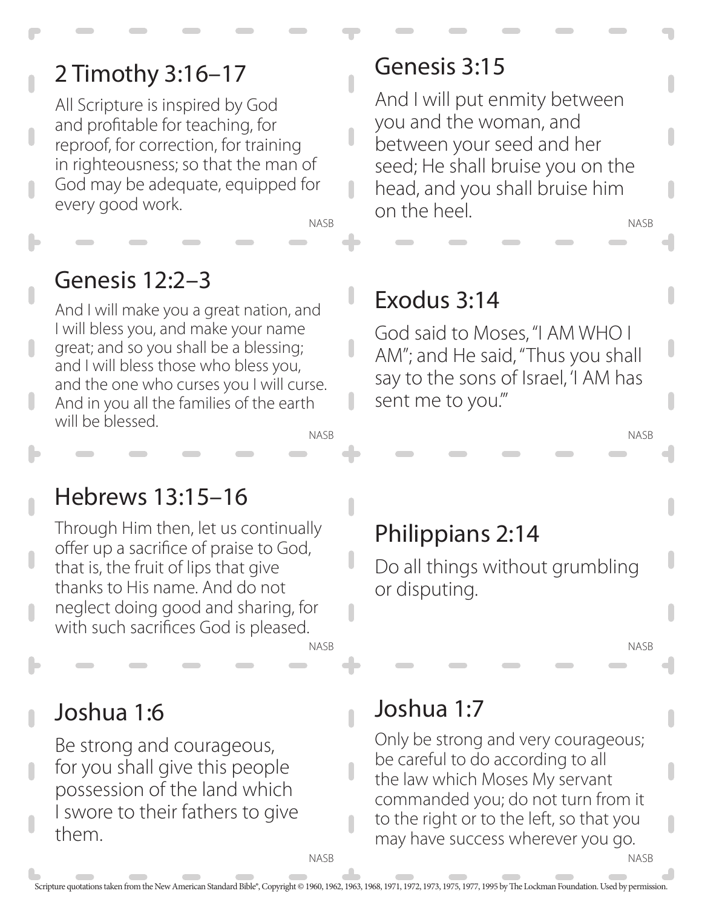## 2 Timothy 3:16–17

All Scripture is inspired by God and profitable for teaching, for reproof, for correction, for training in righteousness; so that the man of God may be adequate, equipped for every good work.

NASB

## Genesis 3:15

And I will put enmity between you and the woman, and between your seed and her seed; He shall bruise you on the head, and you shall bruise him on the heel.

NASB

## Genesis 12:2–3

And I will make you a great nation, and I will bless you, and make your name great; and so you shall be a blessing; and I will bless those who bless you, and the one who curses you I will curse. And in you all the families of the earth will be blessed.

NASB

## Exodus 3:14

God said to Moses, "I AM WHO I AM"; and He said, "Thus you shall say to the sons of Israel, 'I AM has sent me to you.'"

NASB

## Hebrews 13:15–16

Through Him then, let us continually offer up a sacrifice of praise to God, that is, the fruit of lips that give thanks to His name. And do not neglect doing good and sharing, for with such sacrifices God is pleased.

NASB

## Philippians 2:14

Do all things without grumbling or disputing.

NASB

## Joshua 1:6

Be strong and courageous, for you shall give this people possession of the land which I swore to their fathers to give them.

NASB

## Joshua 1:7

Only be strong and very courageous; be careful to do according to all the law which Moses My servant commanded you; do not turn from it to the right or to the left, so that you may have success wherever you go.

NASB

Scripture quotations taken from the New American Standard Bible®, Copyright © 1960, 1962, 1963, 1968, 1971, 1972, 1973, 1975, 1977, 1995 by The Lockman Foundation. Used by permission.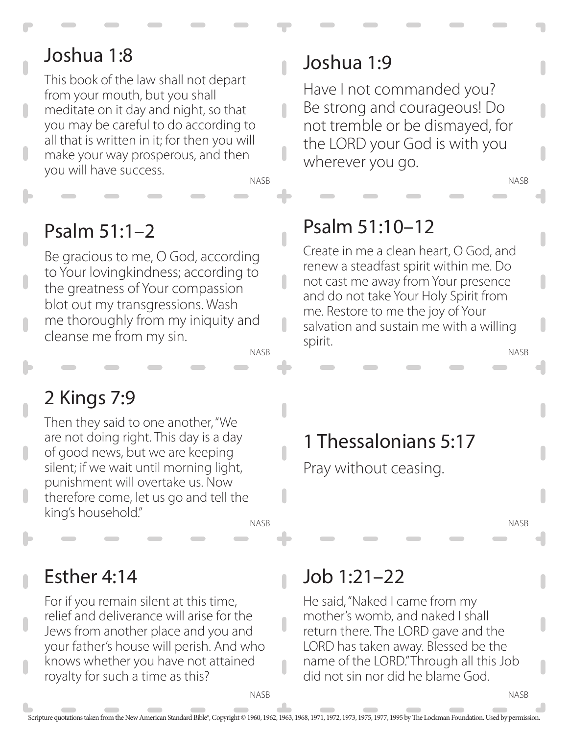## Joshua 1:8

This book of the law shall not depart from your mouth, but you shall meditate on it day and night, so that you may be careful to do according to all that is written in it; for then you will make your way prosperous, and then you will have success.

NASB

## Joshua 1:9

Have I not commanded you? Be strong and courageous! Do not tremble or be dismayed, for the LORD your God is with you wherever you go.

NASB

## Psalm 51:1–2

Be gracious to me, O God, according to Your lovingkindness; according to the greatness of Your compassion blot out my transgressions. Wash me thoroughly from my iniquity and cleanse me from my sin.

NASB

## Psalm 51:10–12

Create in me a clean heart, O God, and renew a steadfast spirit within me. Do not cast me away from Your presence and do not take Your Holy Spirit from me. Restore to me the joy of Your salvation and sustain me with a willing spirit.

NASB

## 2 Kings 7:9

Then they said to one another, "We are not doing right. This day is a day of good news, but we are keeping silent; if we wait until morning light, punishment will overtake us. Now therefore come, let us go and tell the king's household."

NASB

## 1 Thessalonians 5:17

Pray without ceasing.

NASB

## Esther 4:14

For if you remain silent at this time, relief and deliverance will arise for the Jews from another place and you and your father's house will perish. And who knows whether you have not attained royalty for such a time as this?

NASB

## Job 1:21–22

He said, "Naked I came from my mother's womb, and naked I shall return there. The LORD gave and the LORD has taken away. Blessed be the name of the LORD." Through all this Job did not sin nor did he blame God.

NASB

Scripture quotations taken from the New American Standard Bible®, Copyright © 1960, 1962, 1963, 1968, 1971, 1972, 1973, 1975, 1977, 1995 by The Lockman Foundation. Used by permission.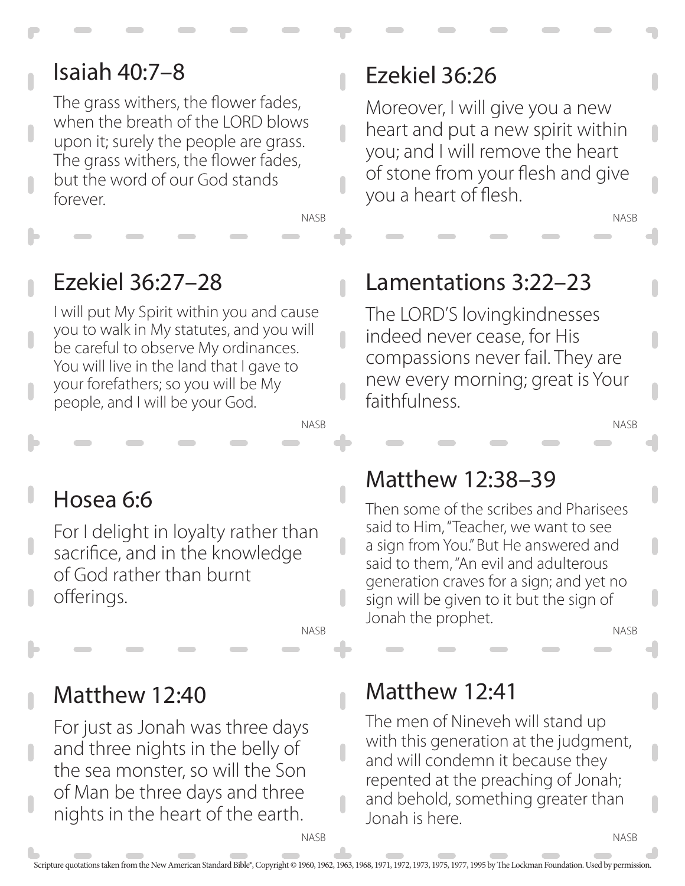## Isaiah 40:7–8

The grass withers, the flower fades, when the breath of the LORD blows upon it; surely the people are grass. The grass withers, the flower fades, but the word of our God stands forever.

NASB

## Ezekiel 36:26

Moreover, I will give you a new heart and put a new spirit within you; and I will remove the heart of stone from your flesh and give you a heart of flesh.

NASB

## Ezekiel 36:27–28

I will put My Spirit within you and cause you to walk in My statutes, and you will be careful to observe My ordinances. You will live in the land that I gave to your forefathers; so you will be My people, and I will be your God.

NASB

## Lamentations 3:22–23

The LORD'S lovingkindnesses indeed never cease, for His compassions never fail. They are new every morning; great is Your faithfulness.

NASB

## Hosea 6:6

For I delight in loyalty rather than sacrifice, and in the knowledge of God rather than burnt offerings.

NASB

## Matthew 12:38–39

Then some of the scribes and Pharisees said to Him, "Teacher, we want to see a sign from You." But He answered and said to them, "An evil and adulterous generation craves for a sign; and yet no sign will be given to it but the sign of Jonah the prophet.

NASB

## Matthew 12:40

For just as Jonah was three days and three nights in the belly of the sea monster, so will the Son of Man be three days and three nights in the heart of the earth.

NASB

## Matthew 12:41

The men of Nineveh will stand up with this generation at the judgment, and will condemn it because they repented at the preaching of Jonah; and behold, something greater than Jonah is here.

NASB

Scripture quotations taken from the New American Standard Bible®, Copyright © 1960, 1962, 1963, 1968, 1971, 1972, 1973, 1975, 1977, 1995 by The Lockman Foundation. Used by permission.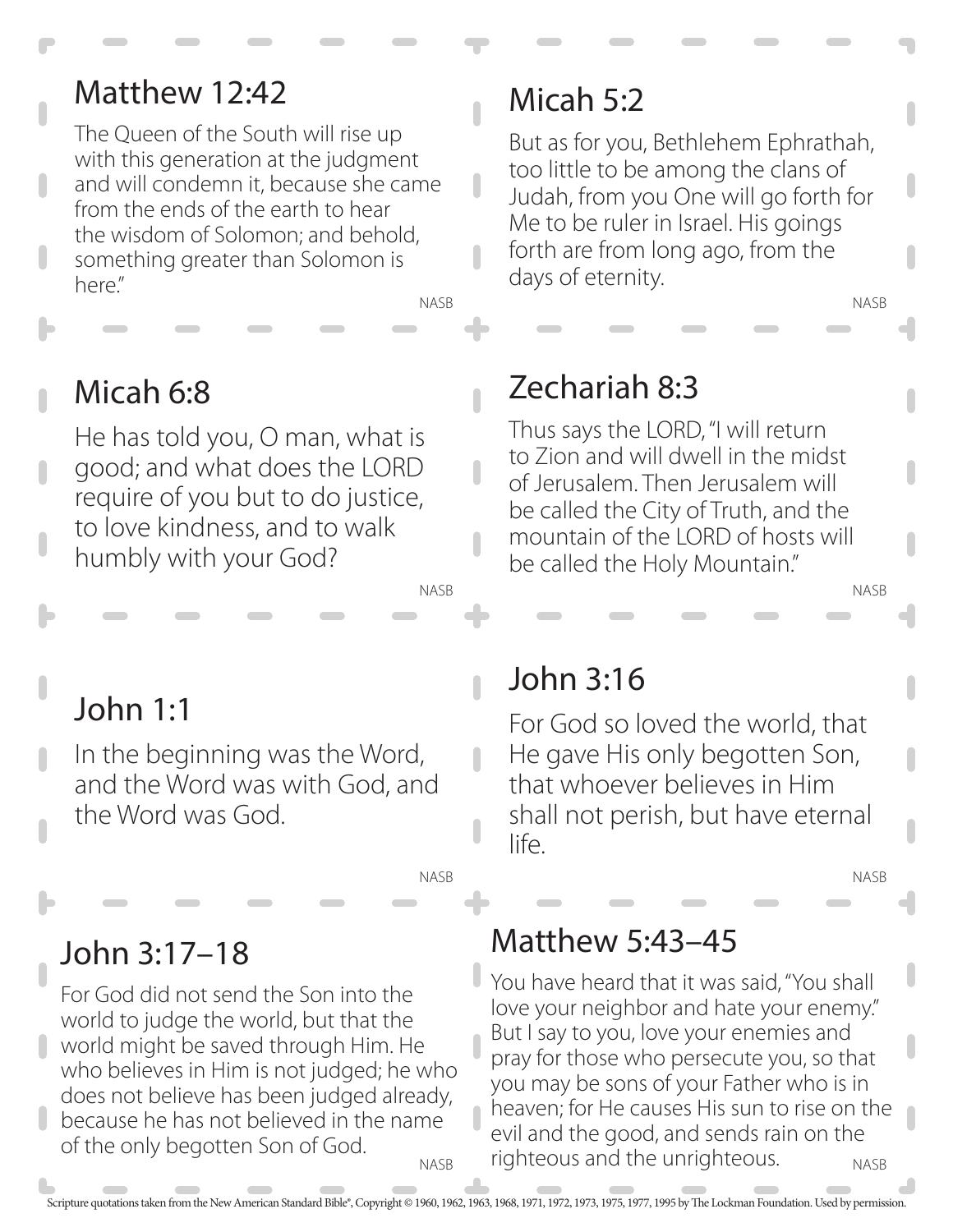## Matthew 12:42

The Queen of the South will rise up with this generation at the judgment and will condemn it, because she came from the ends of the earth to hear the wisdom of Solomon; and behold, something greater than Solomon is here."

NASB

## Micah 5:2

But as for you, Bethlehem Ephrathah, too little to be among the clans of Judah, from you One will go forth for Me to be ruler in Israel. His goings forth are from long ago, from the days of eternity.

NASB

## Micah 6:8

He has told you, O man, what is good; and what does the LORD require of you but to do justice, to love kindness, and to walk humbly with your God?

NASB

## Zechariah 8:3

Thus says the LORD, "I will return to Zion and will dwell in the midst of Jerusalem. Then Jerusalem will be called the City of Truth, and the mountain of the LORD of hosts will be called the Holy Mountain."

NASB

## John 1:1

In the beginning was the Word, and the Word was with God, and the Word was God.

NASB

## John 3:16

For God so loved the world, that He gave His only begotten Son, that whoever believes in Him shall not perish, but have eternal life.

NASB

## John 3:17–18

For God did not send the Son into the world to judge the world, but that the world might be saved through Him. He who believes in Him is not judged; he who does not believe has been judged already, because he has not believed in the name of the only begotten Son of God.

NASB

## Matthew 5:43–45

You have heard that it was said, "You shall love your neighbor and hate your enemy." But I say to you, love your enemies and pray for those who persecute you, so that you may be sons of your Father who is in heaven; for He causes His sun to rise on the evil and the good, and sends rain on the righteous and the unrighteous.

NASB

Scripture quotations taken from the New American Standard Bible®, Copyright © 1960, 1962, 1963, 1968, 1971, 1972, 1973, 1975, 1977, 1995 by The Lockman Foundation. Used by permission.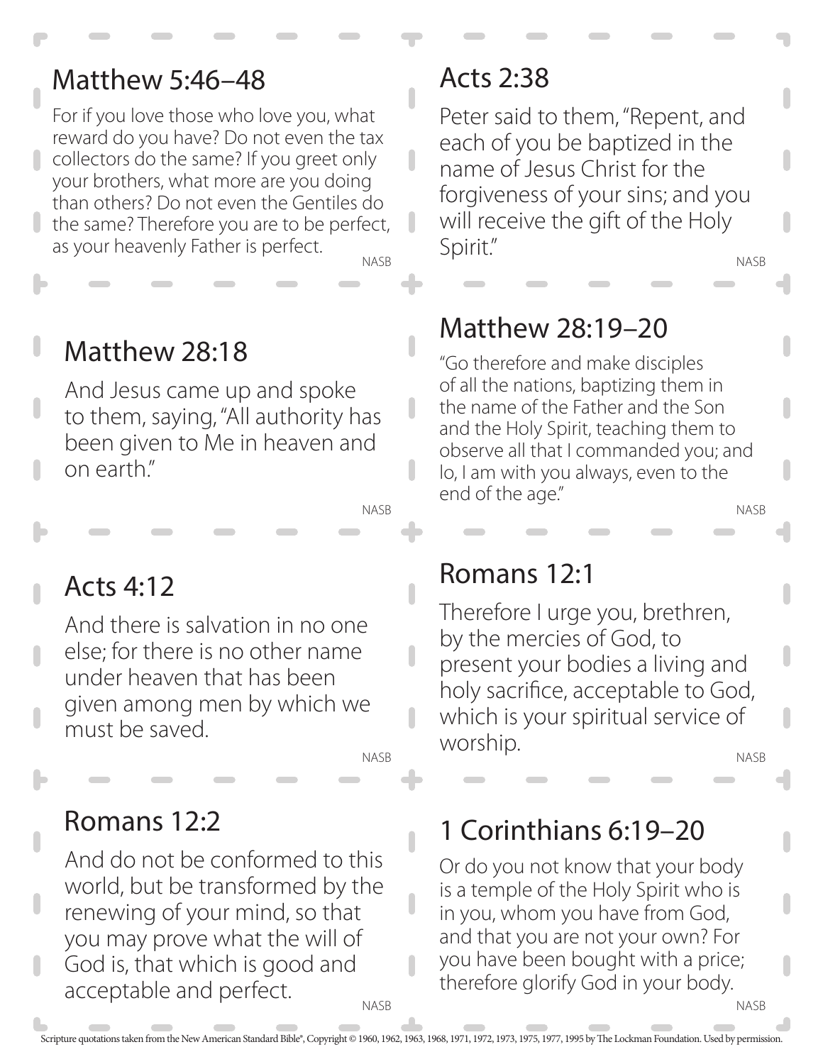## Matthew 5:46–48

For if you love those who love you, what reward do you have? Do not even the tax collectors do the same? If you greet only your brothers, what more are you doing than others? Do not even the Gentiles do the same? Therefore you are to be perfect, as your heavenly Father is perfect.

NASB

## Acts 2:38

Peter said to them, "Repent, and each of you be baptized in the name of Jesus Christ for the forgiveness of your sins; and you will receive the gift of the Holy Spirit."

NASB

## Matthew 28:18

And Jesus came up and spoke to them, saying, "All authority has been given to Me in heaven and on earth."

NASB

## Matthew 28:19–20

"Go therefore and make disciples of all the nations, baptizing them in the name of the Father and the Son and the Holy Spirit, teaching them to observe all that I commanded you; and lo, I am with you always, even to the end of the age."

NASB

## Acts 4:12

And there is salvation in no one else; for there is no other name under heaven that has been given among men by which we must be saved.

NASB

## Romans 12:1

Therefore I urge you, brethren, by the mercies of God, to present your bodies a living and holy sacrifice, acceptable to God, which is your spiritual service of worship.

NASB

## Romans 12:2

And do not be conformed to this world, but be transformed by the renewing of your mind, so that you may prove what the will of God is, that which is good and acceptable and perfect.

NASB

## 1 Corinthians 6:19–20

Or do you not know that your body is a temple of the Holy Spirit who is in you, whom you have from God, and that you are not your own? For you have been bought with a price; therefore glorify God in your body.

NASB

Scripture quotations taken from the New American Standard Bible®, Copyright © 1960, 1962, 1963, 1968, 1971, 1972, 1973, 1975, 1977, 1995 by The Lockman Foundation. Used by permission.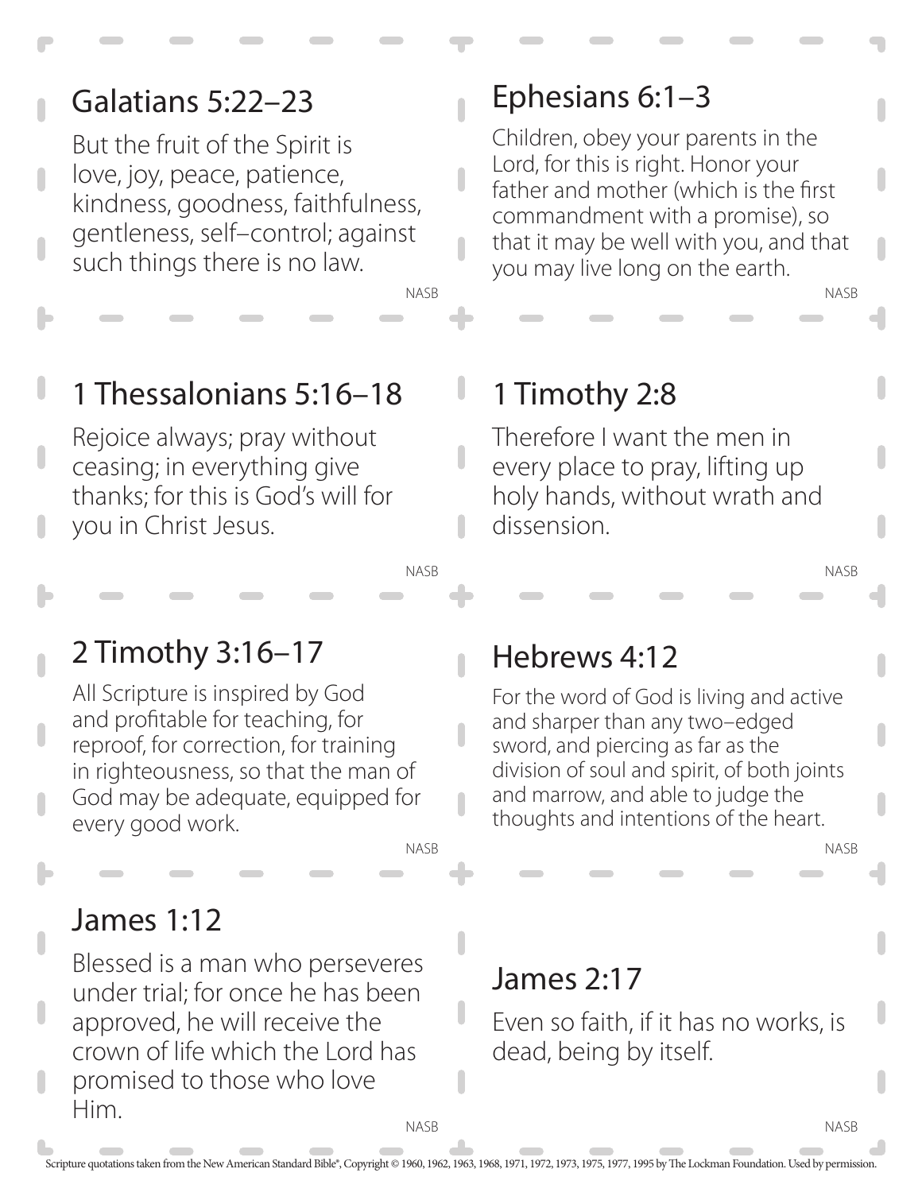## Galatians 5:22–23

But the fruit of the Spirit is love, joy, peace, patience, kindness, goodness, faithfulness, gentleness, self–control; against such things there is no law.

NASB

## Ephesians 6:1–3

Children, obey your parents in the Lord, for this is right. Honor your father and mother (which is the first commandment with a promise), so that it may be well with you, and that you may live long on the earth.

NASB

## 1 Thessalonians 5:16–18

Rejoice always; pray without ceasing; in everything give thanks; for this is God's will for you in Christ Jesus.

NASB

## 1 Timothy 2:8

Therefore I want the men in every place to pray, lifting up holy hands, without wrath and dissension.

NASB

## 2 Timothy 3:16–17

All Scripture is inspired by God and profitable for teaching, for reproof, for correction, for training in righteousness, so that the man of God may be adequate, equipped for every good work.

NASB

## Hebrews 4:12

For the word of God is living and active and sharper than any two–edged sword, and piercing as far as the division of soul and spirit, of both joints and marrow, and able to judge the thoughts and intentions of the heart.

NASB

## James 1:12

Blessed is a man who perseveres under trial; for once he has been approved, he will receive the crown of life which the Lord has promised to those who love Him.

NASB

## James 2:17

Even so faith, if it has no works, is dead, being by itself.

NASB

Scripture quotations taken from the New American Standard Bible®, Copyright © 1960, 1962, 1963, 1968, 1971, 1972, 1973, 1975, 1977, 1995 by The Lockman Foundation. Used by permission.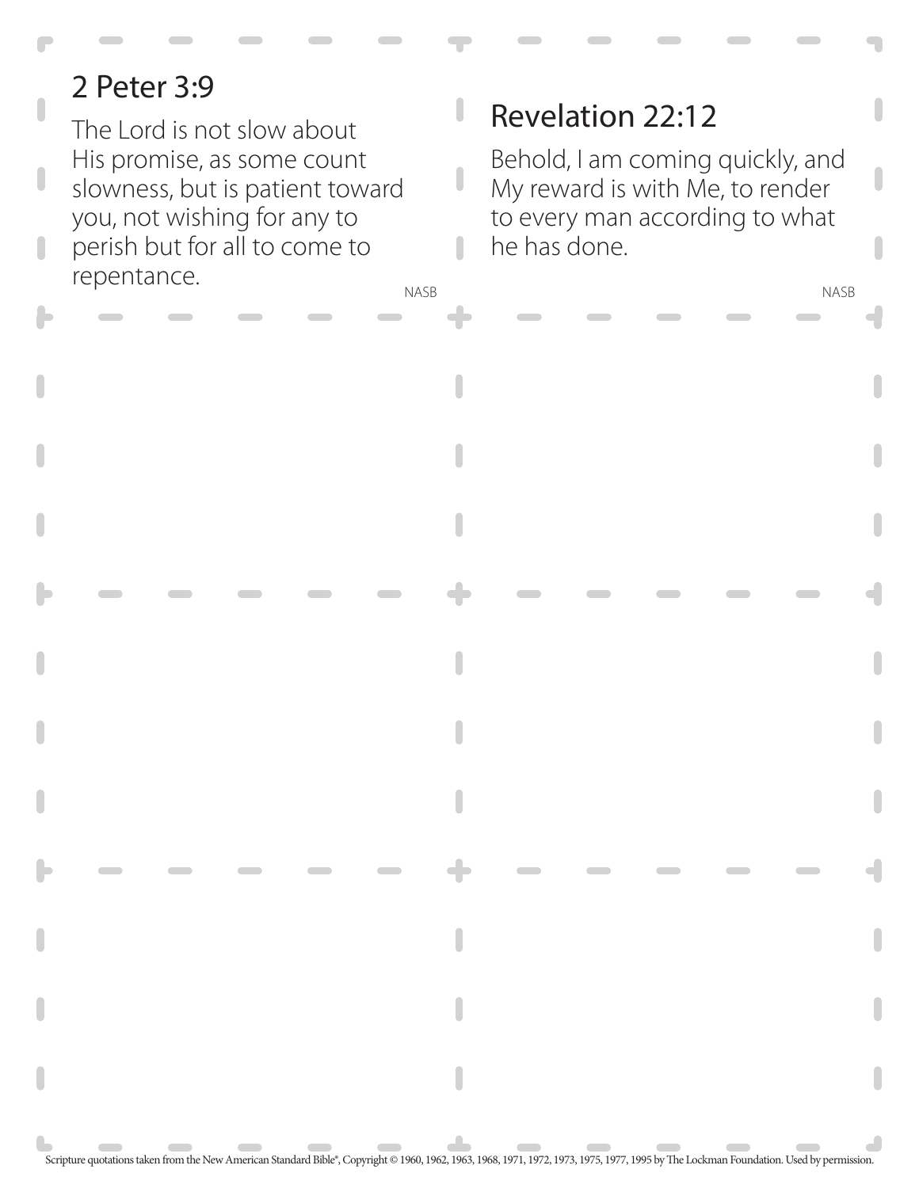## 2 Peter 3:9

The Lord is not slow about His promise, as some count slowness, but is patient toward you, not wishing for any to perish but for all to come to repentance.

NASB

## Revelation 22:12

Behold, I am coming quickly, and My reward is with Me, to render to every man according to what he has done.

NASB

Scripture quotations taken from the New American Standard Bible®, Copyright © 1960, 1962, 1963, 1968, 1971, 1972, 1973, 1975, 1977, 1995 by The Lockman Foundation. Used by permission.